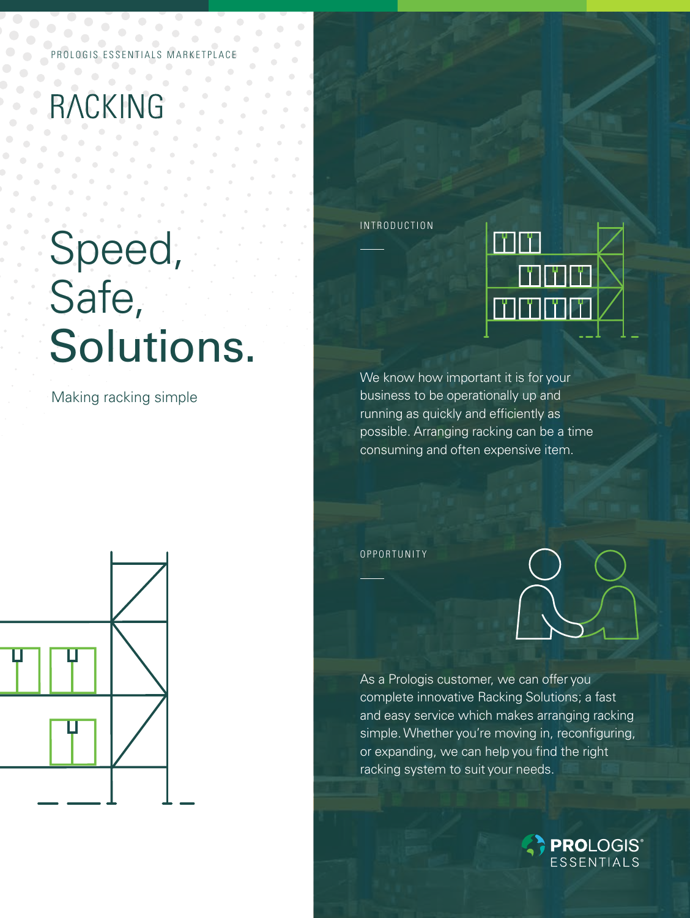PROLOGIS ESSENTIALS MARKETPLACE

# RACKING

## Speed, Safe, Solutions.

Making racking simple

### INTRODUCTION

We know how important it is for your business to be operationally up and running as quickly and efficiently as possible. Arranging racking can be a time consuming and often expensive item.

### OPPORTUNITY

As a Prologis customer, we can offer you complete innovative Racking Solutions; a fast and easy service which makes arranging racking simple. Whether you're moving in, reconfiguring, or expanding, we can help you find the right racking system to suit your needs.

PROLOGIS® ESSENTIALS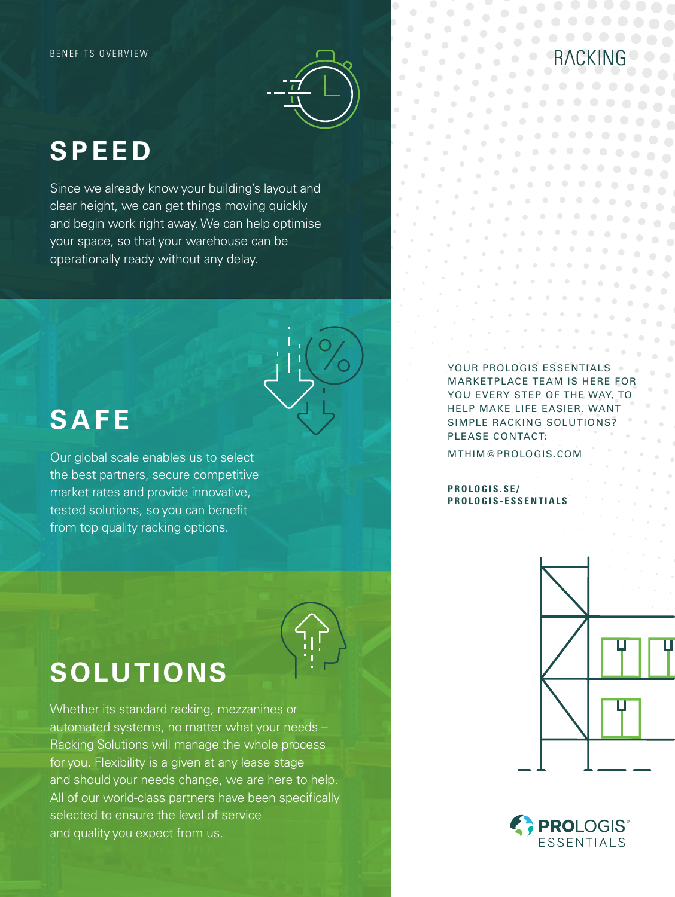BENEFITS OVERVIEW

## SPEED

Since we already know your building's layout and clear height, we can get things moving quickly and begin work right away. We can help optimise your space, so that your warehouse can be operationally ready without any delay.

## SAFE

Our global scale enables us to select the best partners, secure competitive market rates and provide innovative, tested solutions, so you can benefit from top quality racking options.

## SOLUTIONS

Whether its standard racking, mezzanines or automated systems, no matter what your needs – Racking Solutions will manage the whole process for you. Flexibility is a given at any lease stage and should your needs change, we are here to help. All of our world-class partners have been specifically selected to ensure the level of service and quality you expect from us.

# RACKING

YOUR PROLOGIS ESSENTIALS MARKETPLACE TEAM IS HERE FOR YOU EVERY STEP OF THE WAY, TO HELP MAKE LIFE EASIER. WANT SIMPLE RACKING SOLUTIONS? PLEASE CONTACT:

MTHIM@PROLOGIS.COM

**PROLOGIS.SE/ PROLOGIS-ESSENTIALS**

PROLOGIS® ESSENTIALS